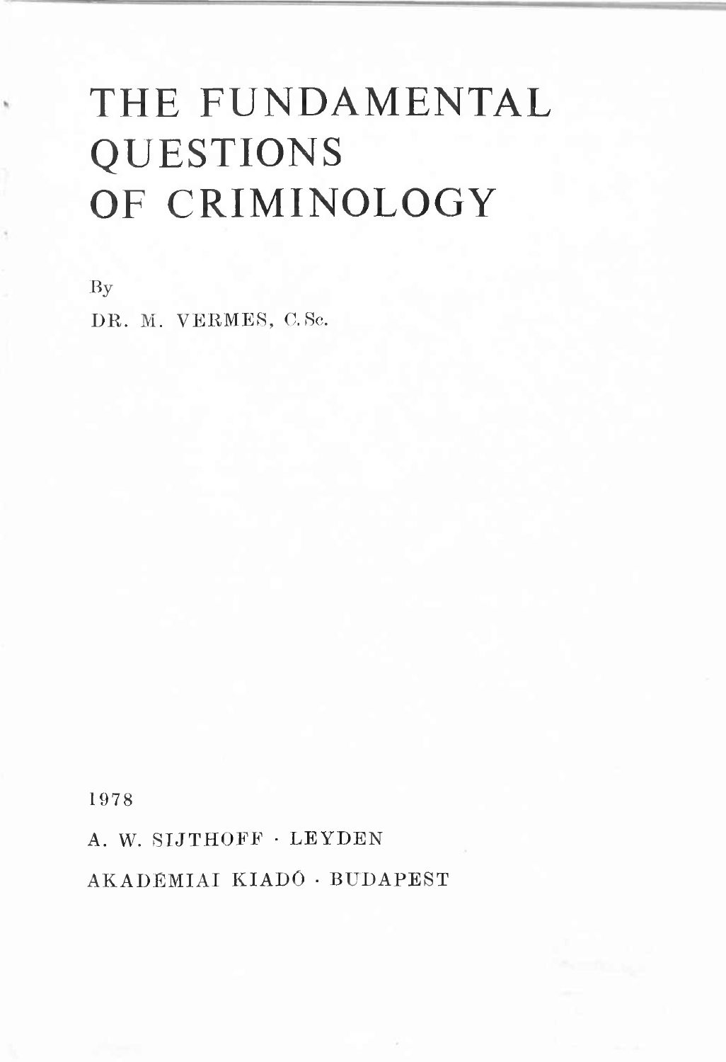# THE FUNDAMENTAL QUESTIONS OF CRIMINOLOGY

By

DR. M. VERMES, C.Sc.

1978

A. W. SIJTHOFF · LEYDEN

AKADÉMIAI KIADÓ · BUDAPEST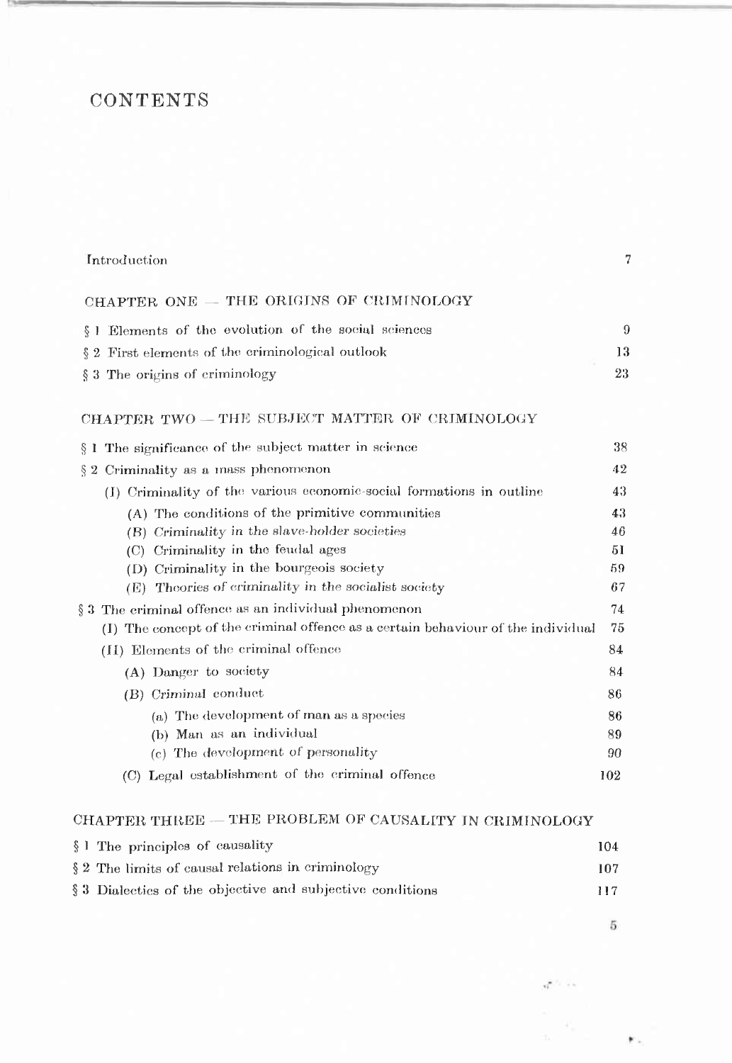# CONTENTS

| | |
|---|---|
| Introduction | 7 |
| **CHAPTER ONE — THE ORIGINS OF CRIMINOLOGY** | |
| § 1 Elements of the evolution of the social sciences | 9 |
| § 2 First elements of the criminological outlook | 13 |
| § 3 The origins of criminology | 23 |
| **CHAPTER TWO — THE SUBJECT MATTER OF CRIMINOLOGY** | |
| § 1 The significance of the subject matter in science | 38 |
| § 2 Criminality as a mass phenomenon | 42 |
| (I) Criminality of the various economic-social formations in outline | 43 |
| (A) The conditions of the primitive communities | 43 |
| (B) Criminality in the slave-holder societies | 46 |
| (C) Criminality in the feudal ages | 51 |
| (D) Criminality in the bourgeois society | 59 |
| (E) Theories of criminality in the socialist society | 67 |
| § 3 The criminal offence as an individual phenomenon | 74 |
| (I) The concept of the criminal offence as a certain behaviour of the individual | 75 |
| (II) Elements of the criminal offence | 84 |
| (A) Danger to society | 84 |
| (B) Criminal conduct | 86 |
| (a) The development of man as a species | 86 |
| (b) Man as an individual | 89 |
| (c) The development of personality | 90 |
| (C) Legal establishment of the criminal offence | 102 |
| **CHAPTER THREE — THE PROBLEM OF CAUSALITY IN CRIMINOLOGY** | |
| § 1 The principles of causality | 104 |
| § 2 The limits of causal relations in criminology | 107 |
| § 3 Dialectics of the objective and subjective conditions | 117 |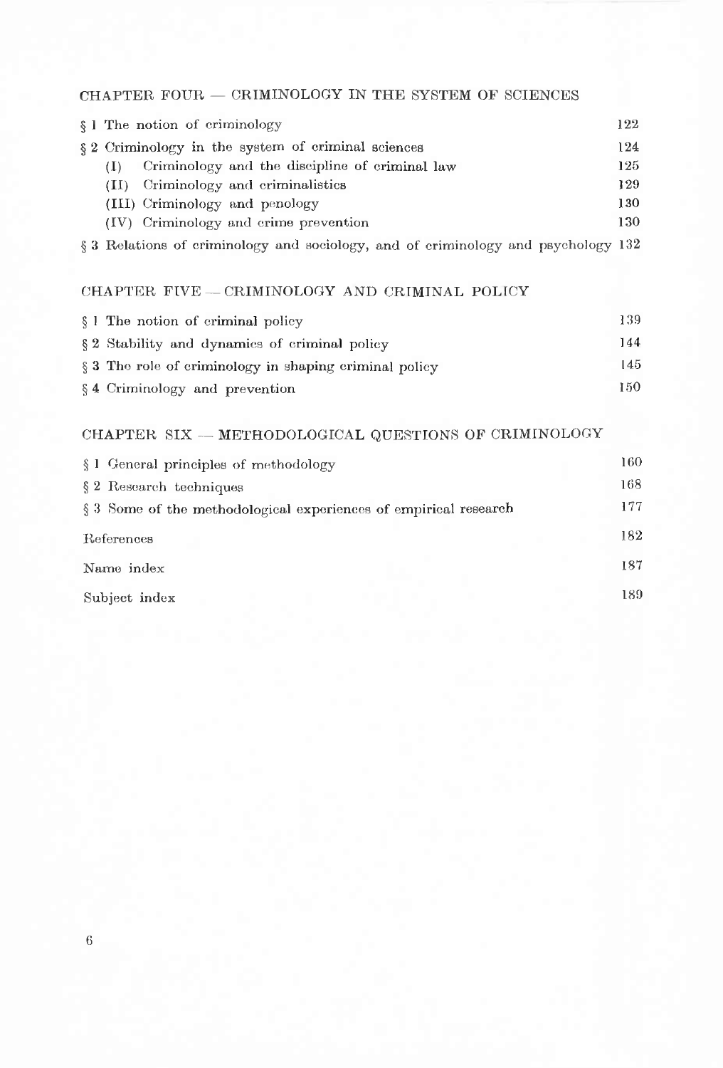## CHAPTER FOUR — CRIMINOLOGY IN THE SYSTEM OF SCIENCES

§ 1 The notion of criminology 122

§ 2 Criminology in the system of criminal sciences 124

- (I) Criminology and the discipline of criminal law 125
- (II) Criminology and criminalistics 129
- (III) Criminology and penology 130
- (IV) Criminology and crime prevention 130

§ 3 Relations of criminology and sociology, and of criminology and psychology 132

## CHAPTER FIVE — CRIMINOLOGY AND CRIMINAL POLICY

§ 1 The notion of criminal policy 139

§ 2 Stability and dynamics of criminal policy 144

§ 3 The role of criminology in shaping criminal policy 145

§ 4 Criminology and prevention 150

## CHAPTER SIX — METHODOLOGICAL QUESTIONS OF CRIMINOLOGY

§ 1 General principles of methodology 160

§ 2 Research techniques 168

§ 3 Some of the methodological experiences of empirical research 177

References 182

Name index 187

Subject index 189